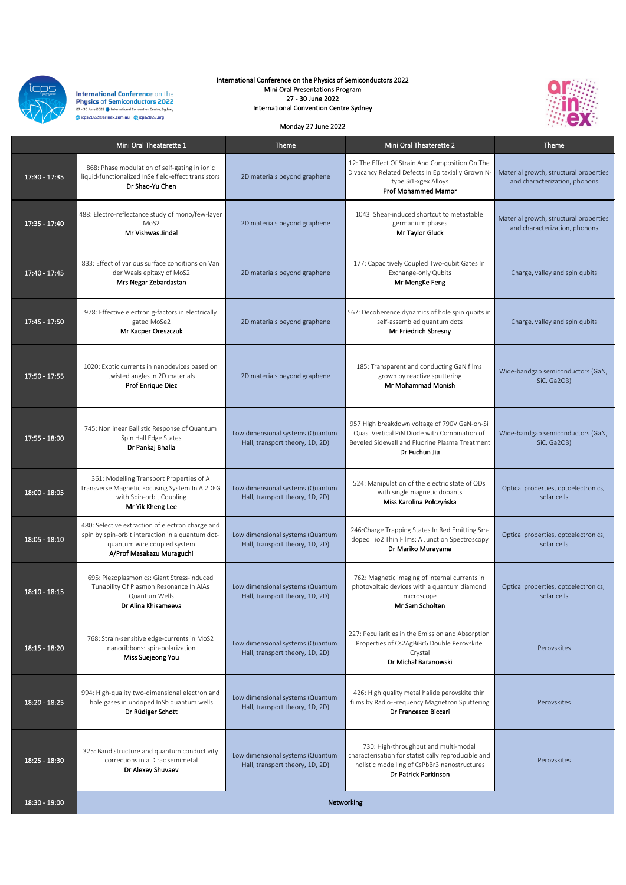International Conference on the Physics of Semiconductors 2022
Mini Oral Presentations Program
27 - 30 June 2022
International Convention Centre Sydney

Monday 27 June 2022

| | Mini Oral Theaterette 1 | Theme | Mini Oral Theaterette 2 | Theme |
|---|---|---|---|---|
| 17:30 - 17:35 | 868: Phase modulation of self-gating in ionic liquid-functionalized InSe field-effect transistors **Dr Shao-Yu Chen** | 2D materials beyond graphene | 12: The Effect Of Strain And Composition On The Divacancy Related Defects In Epitaxially Grown N-type Si1-xgex Alloys **Prof Mohammed Mamor** | Material growth, structural properties and characterization, phonons |
| 17:35 - 17:40 | 488: Electro-reflectance study of mono/few-layer MoS2 **Mr Vishwas Jindal** | 2D materials beyond graphene | 1043: Shear-induced shortcut to metastable germanium phases **Mr Taylor Gluck** | Material growth, structural properties and characterization, phonons |
| 17:40 - 17:45 | 833: Effect of various surface conditions on Van der Waals epitaxy of MoS2 **Mrs Negar Zebardastan** | 2D materials beyond graphene | 177: Capacitively Coupled Two-qubit Gates In Exchange-only Qubits **Mr MengKe Feng** | Charge, valley and spin qubits |
| 17:45 - 17:50 | 978: Effective electron g-factors in electrically gated MoSe2 **Mr Kacper Oreszczuk** | 2D materials beyond graphene | 567: Decoherence dynamics of hole spin qubits in self-assembled quantum dots **Mr Friedrich Sbresny** | Charge, valley and spin qubits |
| 17:50 - 17:55 | 1020: Exotic currents in nanodevices based on twisted angles in 2D materials **Prof Enrique Diez** | 2D materials beyond graphene | 185: Transparent and conducting GaN films grown by reactive sputtering **Mr Mohammad Monish** | Wide-bandgap semiconductors (GaN, SiC, Ga2O3) |
| 17:55 - 18:00 | 745: Nonlinear Ballistic Response of Quantum Spin Hall Edge States **Dr Pankaj Bhalla** | Low dimensional systems (Quantum Hall, transport theory, 1D, 2D) | 957:High breakdown voltage of 790V GaN-on-Si Quasi Vertical PiN Diode with Combination of Beveled Sidewall and Fluorine Plasma Treatment **Dr Fuchun Jia** | Wide-bandgap semiconductors (GaN, SiC, Ga2O3) |
| 18:00 - 18:05 | 361: Modelling Transport Properties of A Transverse Magnetic Focusing System In A 2DEG with Spin-orbit Coupling **Mr Yik Kheng Lee** | Low dimensional systems (Quantum Hall, transport theory, 1D, 2D) | 524: Manipulation of the electric state of QDs with single magnetic dopants **Miss Karolina Połczyńska** | Optical properties, optoelectronics, solar cells |
| 18:05 - 18:10 | 480: Selective extraction of electron charge and spin by spin-orbit interaction in a quantum dot-quantum wire coupled system **A/Prof Masakazu Muraguchi** | Low dimensional systems (Quantum Hall, transport theory, 1D, 2D) | 246:Charge Trapping States In Red Emitting Sm-doped Tio2 Thin Films: A Junction Spectroscopy **Dr Mariko Murayama** | Optical properties, optoelectronics, solar cells |
| 18:10 - 18:15 | 695: Piezoplasmonics: Giant Stress-induced Tunability Of Plasmon Resonance In AlAs Quantum Wells **Dr Alina Khisameeva** | Low dimensional systems (Quantum Hall, transport theory, 1D, 2D) | 762: Magnetic imaging of internal currents in photovoltaic devices with a quantum diamond microscope **Mr Sam Scholten** | Optical properties, optoelectronics, solar cells |
| 18:15 - 18:20 | 768: Strain-sensitive edge-currents in MoS2 nanoribbons: spin-polarization **Miss Suejeong You** | Low dimensional systems (Quantum Hall, transport theory, 1D, 2D) | 227: Peculiarities in the Emission and Absorption Properties of Cs2AgBiBr6 Double Perovskite Crystal **Dr Michał Baranowski** | Perovskites |
| 18:20 - 18:25 | 994: High-quality two-dimensional electron and hole gases in undoped InSb quantum wells **Dr Rüdiger Schott** | Low dimensional systems (Quantum Hall, transport theory, 1D, 2D) | 426: High quality metal halide perovskite thin films by Radio-Frequency Magnetron Sputtering **Dr Francesco Biccari** | Perovskites |
| 18:25 - 18:30 | 325: Band structure and quantum conductivity corrections in a Dirac semimetal **Dr Alexey Shuvaev** | Low dimensional systems (Quantum Hall, transport theory, 1D, 2D) | 730: High-throughput and multi-modal characterisation for statistically reproducible and holistic modelling of CsPbBr3 nanostructures **Dr Patrick Parkinson** | Perovskites |
| 18:30 - 19:00 | Networking | | | |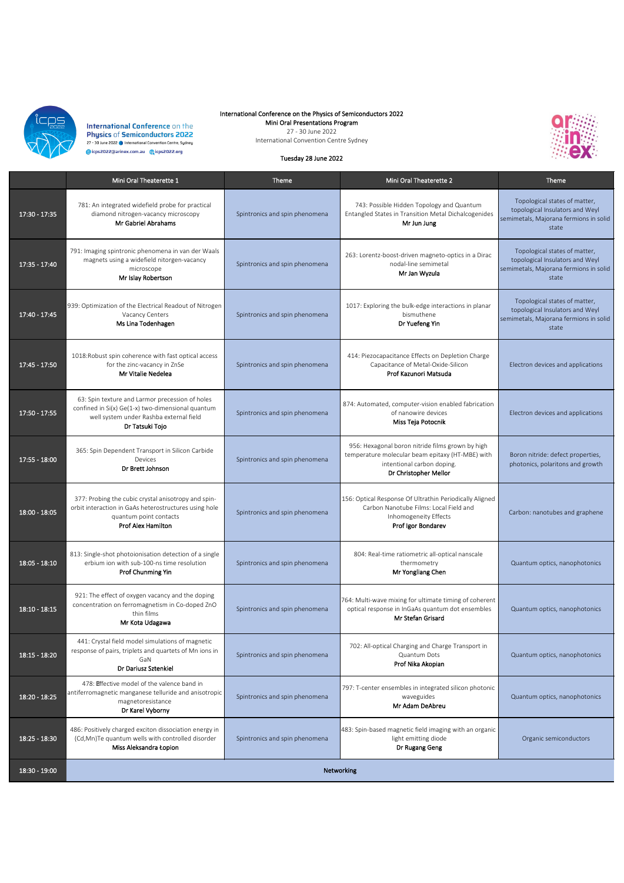International Conference on the Physics of Semiconductors 2022
Mini Oral Presentations Program
27 - 30 June 2022
International Convention Centre Sydney

Tuesday 28 June 2022

| | Mini Oral Theaterette 1 | Theme | Mini Oral Theaterette 2 | Theme |
|---|---|---|---|---|
| 17:30 - 17:35 | 781: An integrated widefield probe for practical diamond nitrogen-vacancy microscopy **Mr Gabriel Abrahams** | Spintronics and spin phenomena | 743: Possible Hidden Topology and Quantum Entangled States in Transition Metal Dichalcogenides **Mr Jun Jung** | Topological states of matter, topological Insulators and Weyl semimetals, Majorana fermions in solid state |
| 17:35 - 17:40 | 791: Imaging spintronic phenomena in van der Waals magnets using a widefield nitorgen-vacancy microscope **Mr Islay Robertson** | Spintronics and spin phenomena | 263: Lorentz-boost-driven magneto-optics in a Dirac nodal-line semimetal **Mr Jan Wyzula** | Topological states of matter, topological Insulators and Weyl semimetals, Majorana fermions in solid state |
| 17:40 - 17:45 | 939: Optimization of the Electrical Readout of Nitrogen Vacancy Centers **Ms Lina Todenhagen** | Spintronics and spin phenomena | 1017: Exploring the bulk-edge interactions in planar bismuthene **Dr Yuefeng Yin** | Topological states of matter, topological Insulators and Weyl semimetals, Majorana fermions in solid state |
| 17:45 - 17:50 | 1018:Robust spin coherence with fast optical access for the zinc-vacancy in ZnSe **Mr Vitalie Nedelea** | Spintronics and spin phenomena | 414: Piezocapacitance Effects on Depletion Charge Capacitance of Metal-Oxide-Silicon **Prof Kazunori Matsuda** | Electron devices and applications |
| 17:50 - 17:55 | 63: Spin texture and Larmor precession of holes confined in Si(x) Ge(1-x) two-dimensional quantum well system under Rashba external field **Dr Tatsuki Tojo** | Spintronics and spin phenomena | 874: Automated, computer-vision enabled fabrication of nanowire devices **Miss Teja Potocnik** | Electron devices and applications |
| 17:55 - 18:00 | 365: Spin Dependent Transport in Silicon Carbide Devices **Dr Brett Johnson** | Spintronics and spin phenomena | 956: Hexagonal boron nitride films grown by high temperature molecular beam epitaxy (HT-MBE) with intentional carbon doping. **Dr Christopher Mellor** | Boron nitride: defect properties, photonics, polaritons and growth |
| 18:00 - 18:05 | 377: Probing the cubic crystal anisotropy and spin-orbit interaction in GaAs heterostructures using hole quantum point contacts **Prof Alex Hamilton** | Spintronics and spin phenomena | 156: Optical Response Of Ultrathin Periodically Aligned Carbon Nanotube Films: Local Field and Inhomogeneity Effects **Prof Igor Bondarev** | Carbon: nanotubes and graphene |
| 18:05 - 18:10 | 813: Single-shot photoionisation detection of a single erbium ion with sub-100-ns time resolution **Prof Chunming Yin** | Spintronics and spin phenomena | 804: Real-time ratiometric all-optical nanscale thermometry **Mr Yongliang Chen** | Quantum optics, nanophotonics |
| 18:10 - 18:15 | 921: The effect of oxygen vacancy and the doping concentration on ferromagnetism in Co-doped ZnO thin films **Mr Kota Udagawa** | Spintronics and spin phenomena | 764: Multi-wave mixing for ultimate timing of coherent optical response in InGaAs quantum dot ensembles **Mr Stefan Grisard** | Quantum optics, nanophotonics |
| 18:15 - 18:20 | 441: Crystal field model simulations of magnetic response of pairs, triplets and quartets of Mn ions in GaN **Dr Dariusz Sztenkiel** | Spintronics and spin phenomena | 702: All-optical Charging and Charge Transport in Quantum Dots **Prof Nika Akopian** | Quantum optics, nanophotonics |
| 18:20 - 18:25 | 478: Effective model of the valence band in antiferromagnetic manganese telluride and anisotropic magnetoresistance **Dr Karel Vyborny** | Spintronics and spin phenomena | 797: T-center ensembles in integrated silicon photonic waveguides **Mr Adam DeAbreu** | Quantum optics, nanophotonics |
| 18:25 - 18:30 | 486: Positively charged exciton dissociation energy in (Cd,Mn)Te quantum wells with controlled disorder **Miss Aleksandra Łopion** | Spintronics and spin phenomena | 483: Spin-based magnetic field imaging with an organic light emitting diode **Dr Rugang Geng** | Organic semiconductors |
| 18:30 - 19:00 | Networking | | | |